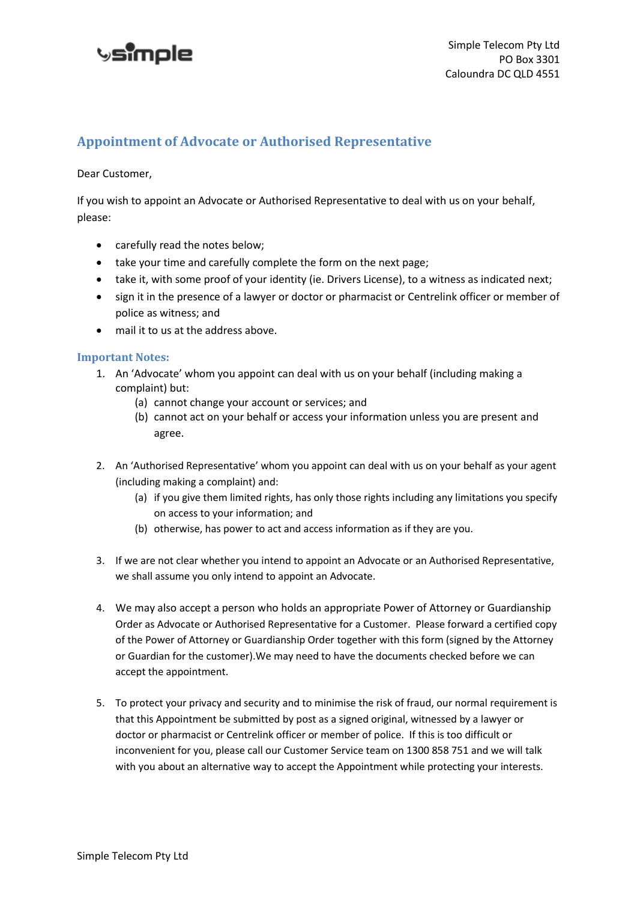Simple Telecom Pty Ltd
PO Box 3301
Caloundra DC QLD 4551

## Appointment of Advocate or Authorised Representative

Dear Customer,

If you wish to appoint an Advocate or Authorised Representative to deal with us on your behalf, please:

- carefully read the notes below;
- take your time and carefully complete the form on the next page;
- take it, with some proof of your identity (ie. Drivers License), to a witness as indicated next;
- sign it in the presence of a lawyer or doctor or pharmacist or Centrelink officer or member of police as witness; and
- mail it to us at the address above.

### Important Notes:

1. An 'Advocate' whom you appoint can deal with us on your behalf (including making a complaint) but:
   (a) cannot change your account or services; and
   (b) cannot act on your behalf or access your information unless you are present and agree.

2. An 'Authorised Representative' whom you appoint can deal with us on your behalf as your agent (including making a complaint) and:
   (a) if you give them limited rights, has only those rights including any limitations you specify on access to your information; and
   (b) otherwise, has power to act and access information as if they are you.

3. If we are not clear whether you intend to appoint an Advocate or an Authorised Representative, we shall assume you only intend to appoint an Advocate.

4. We may also accept a person who holds an appropriate Power of Attorney or Guardianship Order as Advocate or Authorised Representative for a Customer. Please forward a certified copy of the Power of Attorney or Guardianship Order together with this form (signed by the Attorney or Guardian for the customer).We may need to have the documents checked before we can accept the appointment.

5. To protect your privacy and security and to minimise the risk of fraud, our normal requirement is that this Appointment be submitted by post as a signed original, witnessed by a lawyer or doctor or pharmacist or Centrelink officer or member of police. If this is too difficult or inconvenient for you, please call our Customer Service team on 1300 858 751 and we will talk with you about an alternative way to accept the Appointment while protecting your interests.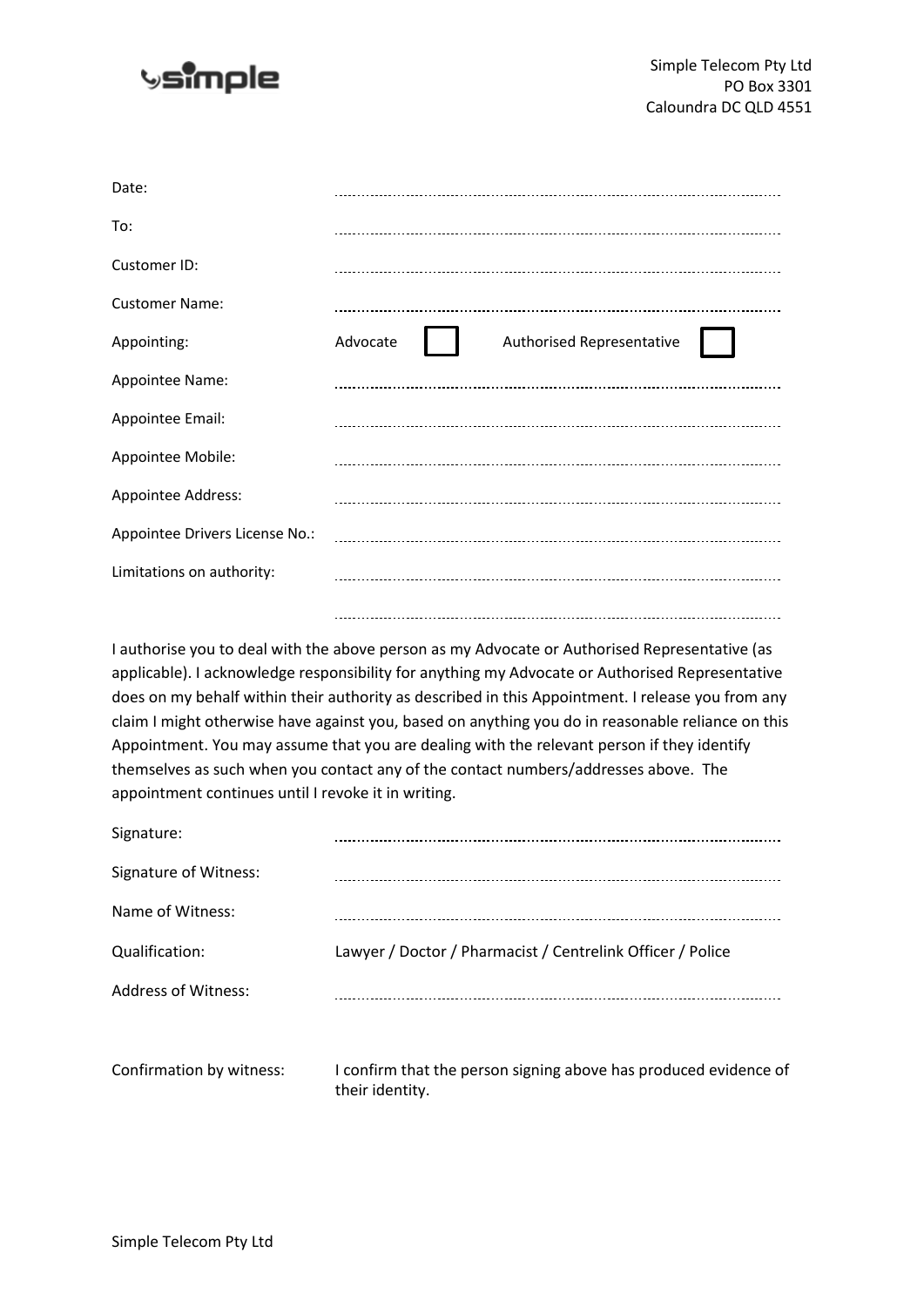Simple Telecom Pty Ltd
PO Box 3301
Caloundra DC QLD 4551

| | |
|---|---|
| Date: | ........................................ |
| To: | ........................................ |
| Customer ID: | ........................................ |
| Customer Name: | ........................................ |
| Appointing: | Advocate ☐ Authorised Representative ☐ |
| Appointee Name: | ........................................ |
| Appointee Email: | ........................................ |
| Appointee Mobile: | ........................................ |
| Appointee Address: | ........................................ |
| Appointee Drivers License No.: | ........................................ |
| Limitations on authority: | ........................................ |
| | ........................................ |

I authorise you to deal with the above person as my Advocate or Authorised Representative (as applicable). I acknowledge responsibility for anything my Advocate or Authorised Representative does on my behalf within their authority as described in this Appointment. I release you from any claim I might otherwise have against you, based on anything you do in reasonable reliance on this Appointment. You may assume that you are dealing with the relevant person if they identify themselves as such when you contact any of the contact numbers/addresses above. The appointment continues until I revoke it in writing.

| | |
|---|---|
| Signature: | ........................................ |
| Signature of Witness: | ........................................ |
| Name of Witness: | ........................................ |
| Qualification: | Lawyer / Doctor / Pharmacist / Centrelink Officer / Police |
| Address of Witness: | ........................................ |
| Confirmation by witness: | I confirm that the person signing above has produced evidence of their identity. |

Simple Telecom Pty Ltd